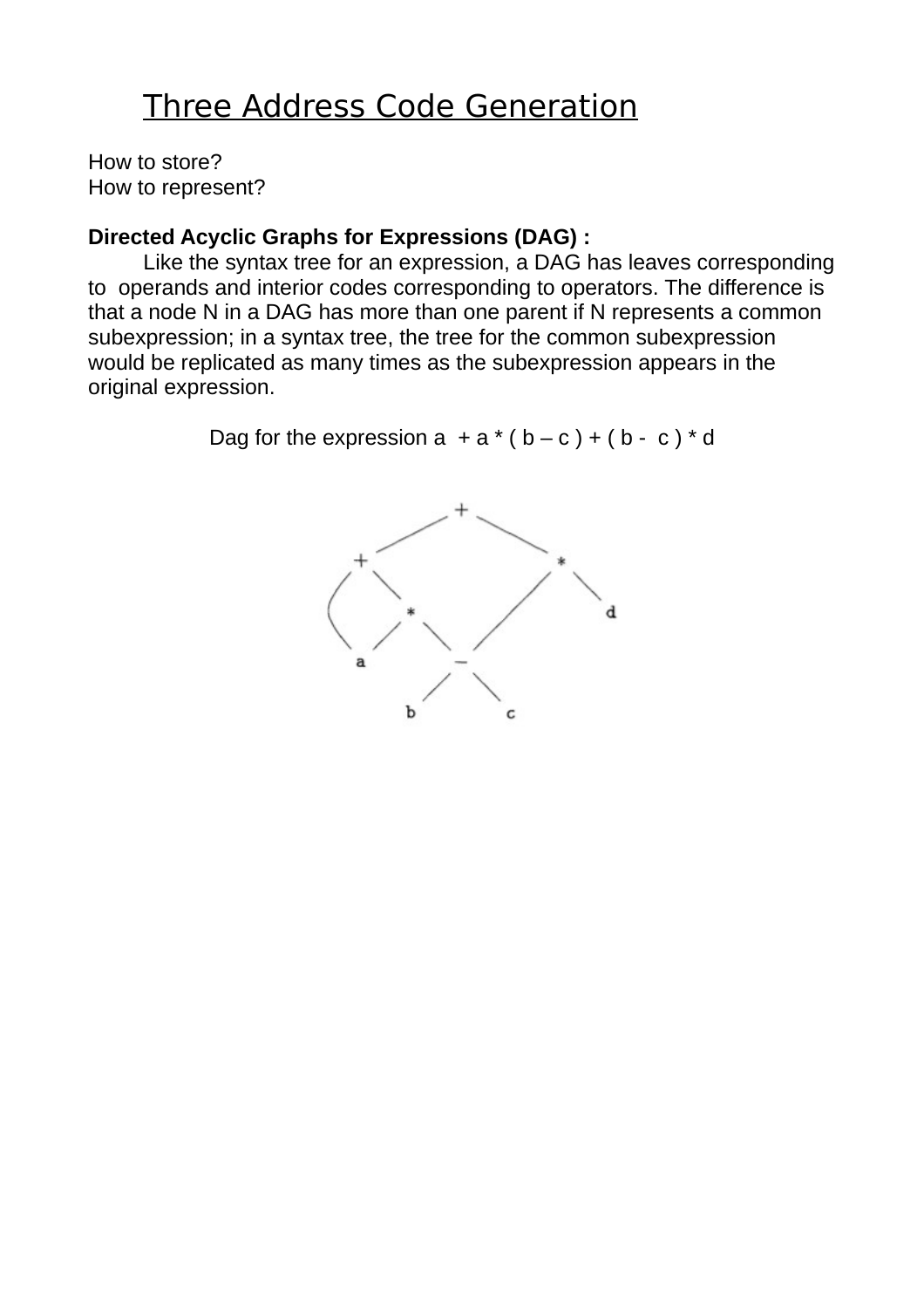# Three Address Code Generation

How to store?
How to represent?

**Directed Acyclic Graphs for Expressions (DAG) :**

Like the syntax tree for an expression, a DAG has leaves corresponding to operands and interior codes corresponding to operators. The difference is that a node N in a DAG has more than one parent if N represents a common subexpression; in a syntax tree, the tree for the common subexpression would be replicated as many times as the subexpression appears in the original expression.

Dag for the expression a + a * ( b – c ) + ( b - c ) * d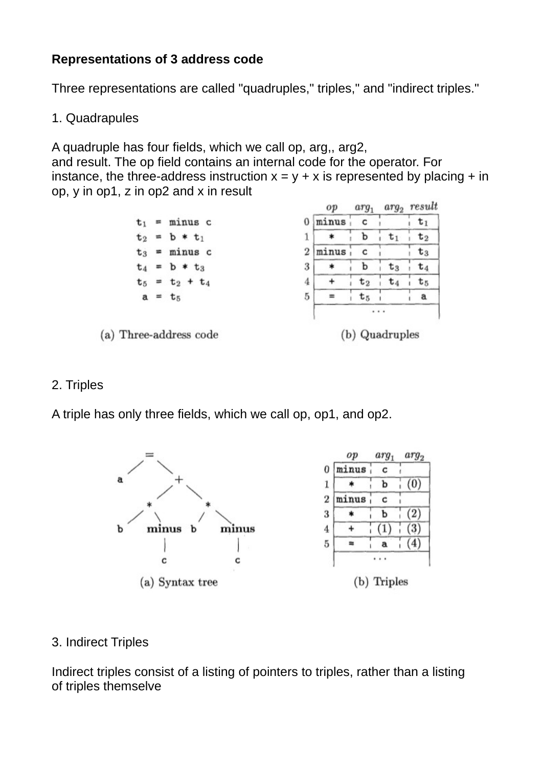**Representations of 3 address code**

Three representations are called "quadruples," triples," and "indirect triples."

1. Quadrapules

A quadruple has four fields, which we call op, arg,, arg2,
and result. The op field contains an internal code for the operator. For instance, the three-address instruction x = y + x is represented by placing + in op, y in op1, z in op2 and x in result

```
t1 = minus c
t2 = b * t1
t3 = minus c
t4 = b * t3
t5 = t2 + t4
 a = t5
```

(a) Three-address code

| | op | $arg_1$ | $arg_2$ | result |
|---|---|---|---|---|
| 0 | minus | c | | $t_1$ |
| 1 | * | b | $t_1$ | $t_2$ |
| 2 | minus | c | | $t_3$ |
| 3 | * | b | $t_3$ | $t_4$ |
| 4 | + | $t_2$ | $t_4$ | $t_5$ |
| 5 | = | $t_5$ | | a |
| | | ... | | |

(b) Quadruples

2. Triples

A triple has only three fields, which we call op, op1, and op2.

```
            =
          /   \
         a     +
             /   \
            *     *
           / \   / \
          b minus b minus
              |       |
              c       c
```

(a) Syntax tree

| | op | $arg_1$ | $arg_2$ |
|---|---|---|---|
| 0 | minus | c | |
| 1 | * | b | (0) |
| 2 | minus | c | |
| 3 | * | b | (2) |
| 4 | + | (1) | (3) |
| 5 | = | a | (4) |
| | | ... | |

(b) Triples

3. Indirect Triples

Indirect triples consist of a listing of pointers to triples, rather than a listing of triples themselve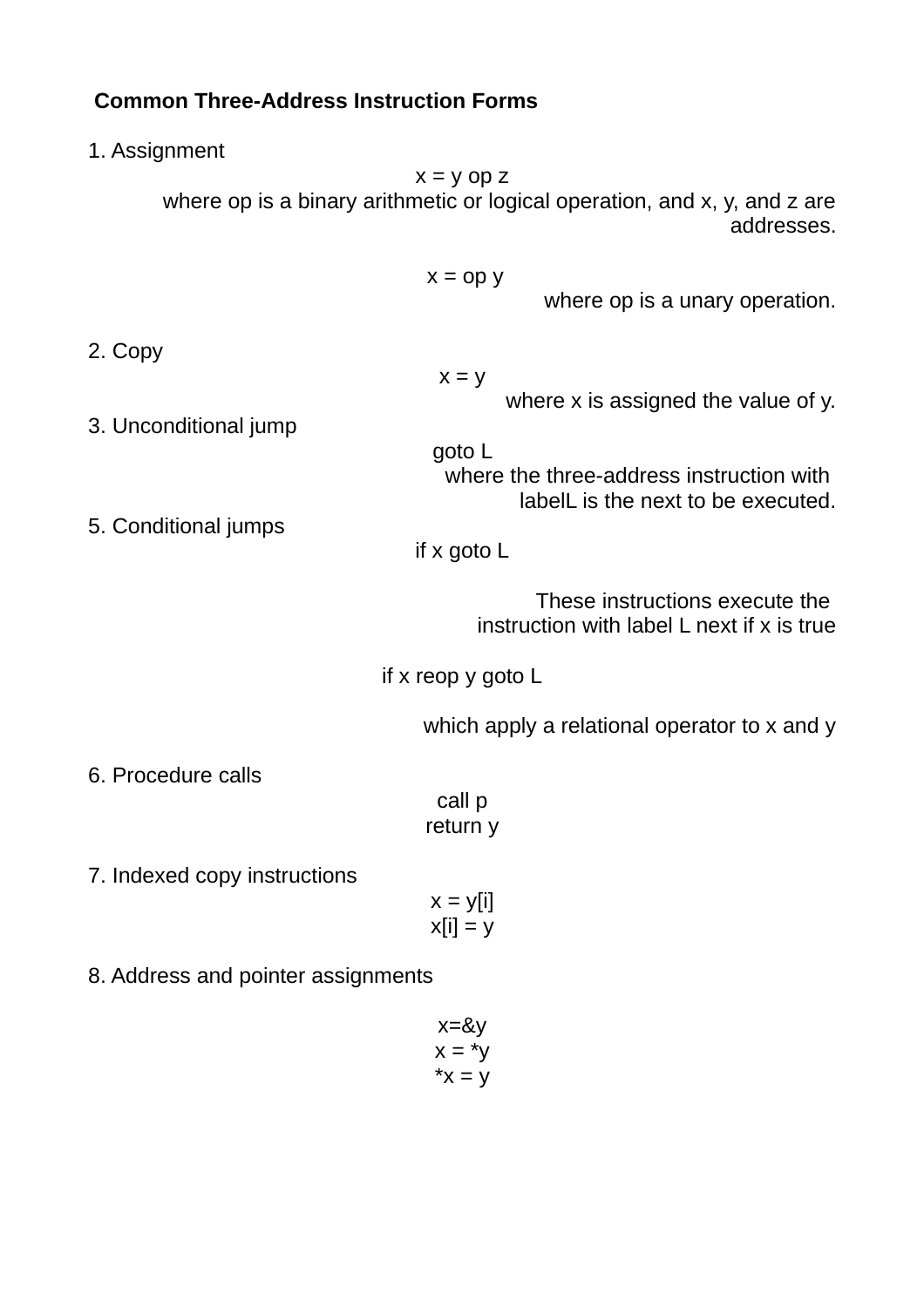**Common Three-Address Instruction Forms**

1. Assignment

x = y op z

where op is a binary arithmetic or logical operation, and x, y, and z are addresses.

x = op y

where op is a unary operation.

2. Copy

x = y

where x is assigned the value of y.

3. Unconditional jump

goto L

where the three-address instruction with labelL is the next to be executed.

5. Conditional jumps

if x goto L

These instructions execute the instruction with label L next if x is true

if x reop y goto L

which apply a relational operator to x and y

6. Procedure calls

call p

return y

7. Indexed copy instructions

x = y[i]

x[i] = y

8. Address and pointer assignments

x=&y

x = *y

*x = y